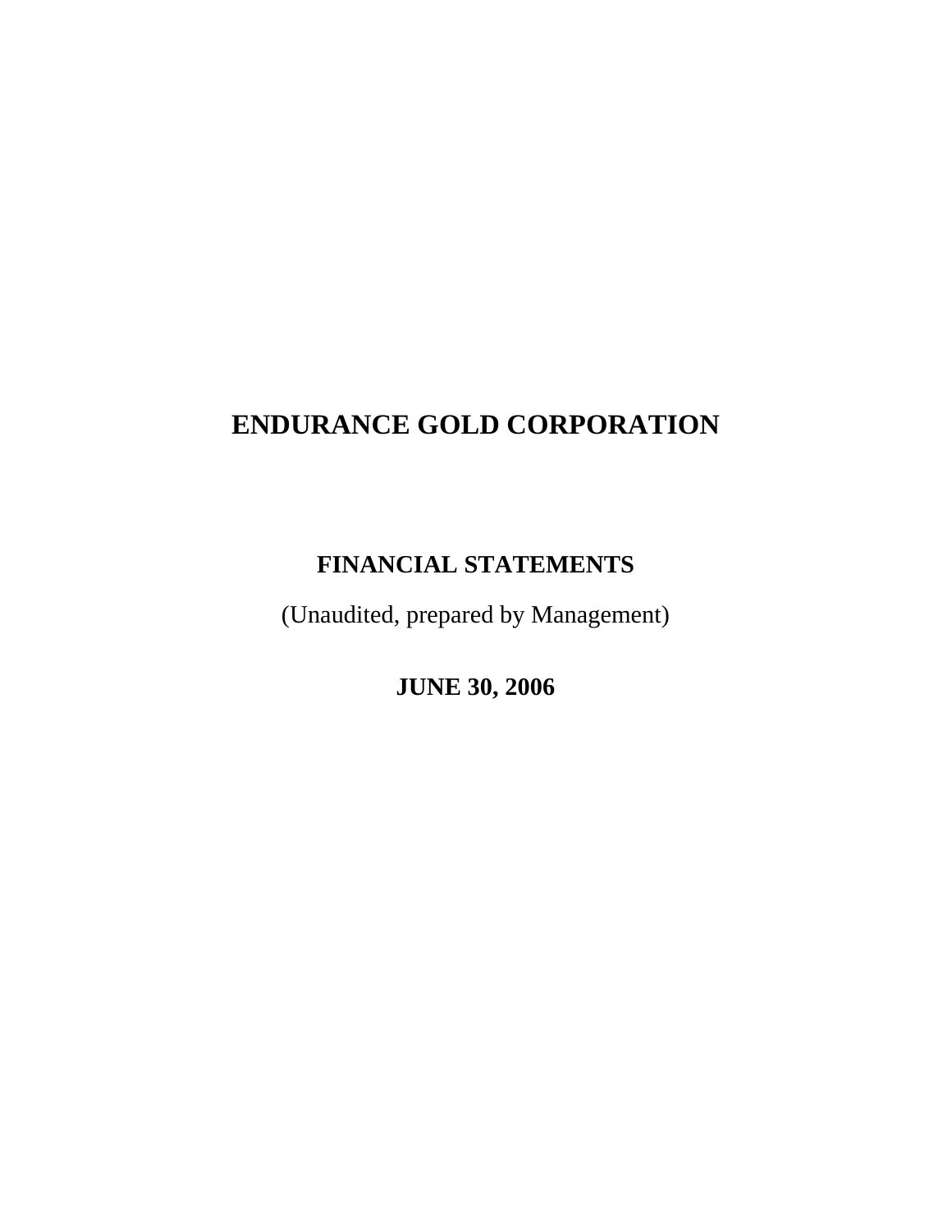# ENDURANCE GOLD CORPORATION

## FINANCIAL STATEMENTS

(Unaudited, prepared by Management)

**JUNE 30, 2006**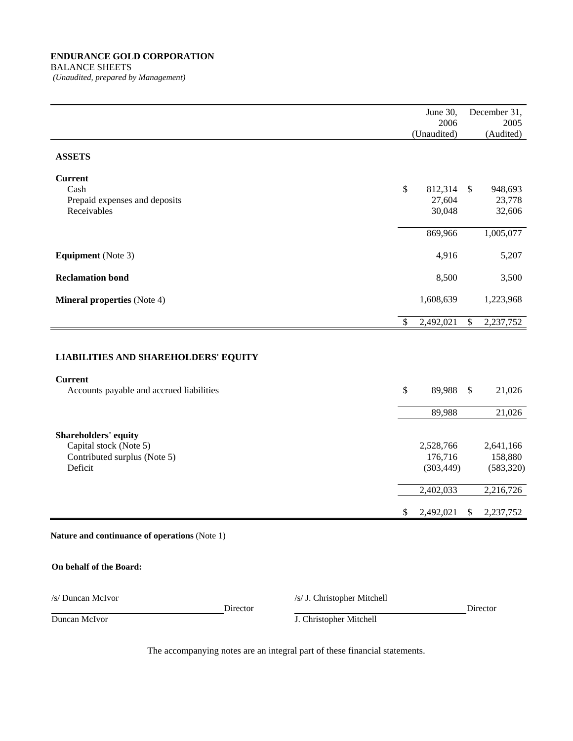**ENDURANCE GOLD CORPORATION**

BALANCE SHEETS

*(Unaudited, prepared by Management)*

| | June 30, 2006 (Unaudited) | December 31, 2005 (Audited) |
|---|---|---|
| **ASSETS** | | |
| **Current** | | |
| Cash | $ 812,314 | $ 948,693 |
| Prepaid expenses and deposits | 27,604 | 23,778 |
| Receivables | 30,048 | 32,606 |
| | 869,966 | 1,005,077 |
| **Equipment** (Note 3) | 4,916 | 5,207 |
| **Reclamation bond** | 8,500 | 3,500 |
| **Mineral properties** (Note 4) | 1,608,639 | 1,223,968 |
| | $ 2,492,021 | $ 2,237,752 |
| **LIABILITIES AND SHAREHOLDERS' EQUITY** | | |
| **Current** | | |
| Accounts payable and accrued liabilities | $ 89,988 | $ 21,026 |
| | 89,988 | 21,026 |
| **Shareholders' equity** | | |
| Capital stock (Note 5) | 2,528,766 | 2,641,166 |
| Contributed surplus (Note 5) | 176,716 | 158,880 |
| Deficit | (303,449) | (583,320) |
| | 2,402,033 | 2,216,726 |
| | $ 2,492,021 | $ 2,237,752 |

**Nature and continuance of operations** (Note 1)

**On behalf of the Board:**

/s/ Duncan McIvor Director
Duncan McIvor

/s/ J. Christopher Mitchell Director
J. Christopher Mitchell

The accompanying notes are an integral part of these financial statements.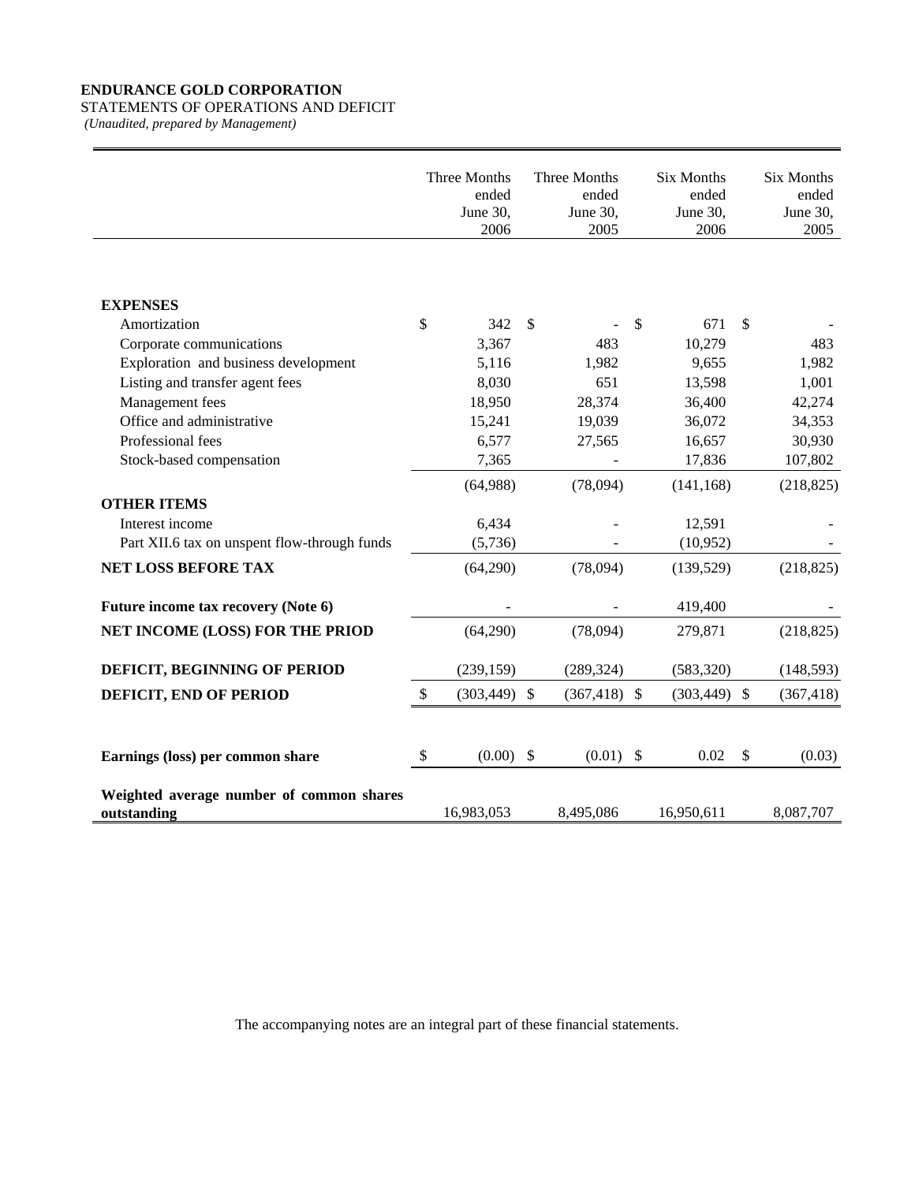**ENDURANCE GOLD CORPORATION**

STATEMENTS OF OPERATIONS AND DEFICIT

*(Unaudited, prepared by Management)*

| | Three Months ended June 30, 2006 | Three Months ended June 30, 2005 | Six Months ended June 30, 2006 | Six Months ended June 30, 2005 |
|---|---|---|---|---|
| **EXPENSES** | | | | |
| Amortization | $ 342 | $ - | $ 671 | $ - |
| Corporate communications | 3,367 | 483 | 10,279 | 483 |
| Exploration and business development | 5,116 | 1,982 | 9,655 | 1,982 |
| Listing and transfer agent fees | 8,030 | 651 | 13,598 | 1,001 |
| Management fees | 18,950 | 28,374 | 36,400 | 42,274 |
| Office and administrative | 15,241 | 19,039 | 36,072 | 34,353 |
| Professional fees | 6,577 | 27,565 | 16,657 | 30,930 |
| Stock-based compensation | 7,365 | - | 17,836 | 107,802 |
| | (64,988) | (78,094) | (141,168) | (218,825) |
| **OTHER ITEMS** | | | | |
| Interest income | 6,434 | - | 12,591 | - |
| Part XII.6 tax on unspent flow-through funds | (5,736) | - | (10,952) | - |
| **NET LOSS BEFORE TAX** | (64,290) | (78,094) | (139,529) | (218,825) |
| **Future income tax recovery (Note 6)** | - | - | 419,400 | - |
| **NET INCOME (LOSS) FOR THE PRIOD** | (64,290) | (78,094) | 279,871 | (218,825) |
| **DEFICIT, BEGINNING OF PERIOD** | (239,159) | (289,324) | (583,320) | (148,593) |
| **DEFICIT, END OF PERIOD** | $ (303,449) | $ (367,418) | $ (303,449) | $ (367,418) |
| **Earnings (loss) per common share** | $ (0.00) | $ (0.01) | $ 0.02 | $ (0.03) |
| **Weighted average number of common shares outstanding** | 16,983,053 | 8,495,086 | 16,950,611 | 8,087,707 |

The accompanying notes are an integral part of these financial statements.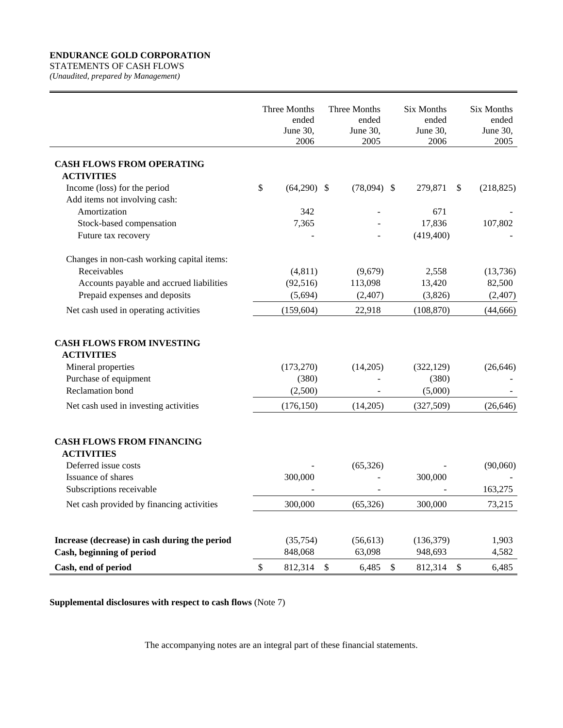**ENDURANCE GOLD CORPORATION**
STATEMENTS OF CASH FLOWS
*(Unaudited, prepared by Management)*

| | Three Months ended June 30, 2006 | Three Months ended June 30, 2005 | Six Months ended June 30, 2006 | Six Months ended June 30, 2005 |
|---|---|---|---|---|
| **CASH FLOWS FROM OPERATING ACTIVITIES** | | | | |
| Income (loss) for the period | $ (64,290) | $ (78,094) | $ 279,871 | $ (218,825) |
| Add items not involving cash: | | | | |
| Amortization | 342 | - | 671 | - |
| Stock-based compensation | 7,365 | - | 17,836 | 107,802 |
| Future tax recovery | - | - | (419,400) | - |
| Changes in non-cash working capital items: | | | | |
| Receivables | (4,811) | (9,679) | 2,558 | (13,736) |
| Accounts payable and accrued liabilities | (92,516) | 113,098 | 13,420 | 82,500 |
| Prepaid expenses and deposits | (5,694) | (2,407) | (3,826) | (2,407) |
| Net cash used in operating activities | (159,604) | 22,918 | (108,870) | (44,666) |
| **CASH FLOWS FROM INVESTING ACTIVITIES** | | | | |
| Mineral properties | (173,270) | (14,205) | (322,129) | (26,646) |
| Purchase of equipment | (380) | - | (380) | - |
| Reclamation bond | (2,500) | - | (5,000) | - |
| Net cash used in investing activities | (176,150) | (14,205) | (327,509) | (26,646) |
| **CASH FLOWS FROM FINANCING ACTIVITIES** | | | | |
| Deferred issue costs | - | (65,326) | - | (90,060) |
| Issuance of shares | 300,000 | - | 300,000 | - |
| Subscriptions receivable | - | - | - | 163,275 |
| Net cash provided by financing activities | 300,000 | (65,326) | 300,000 | 73,215 |
| **Increase (decrease) in cash during the period** | (35,754) | (56,613) | (136,379) | 1,903 |
| **Cash, beginning of period** | 848,068 | 63,098 | 948,693 | 4,582 |
| **Cash, end of period** | $ 812,314 | $ 6,485 | $ 812,314 | $ 6,485 |

**Supplemental disclosures with respect to cash flows** (Note 7)

The accompanying notes are an integral part of these financial statements.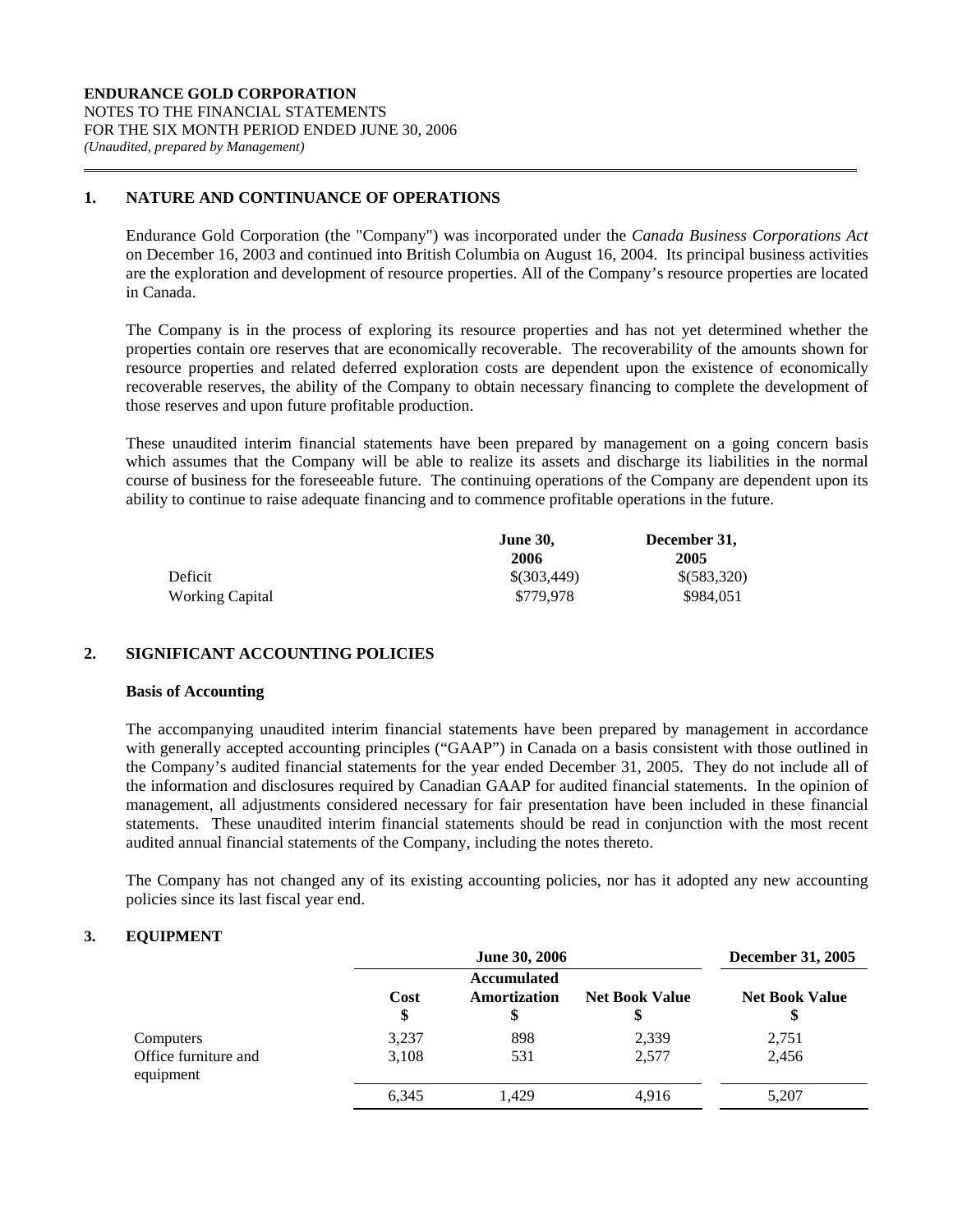**ENDURANCE GOLD CORPORATION**
NOTES TO THE FINANCIAL STATEMENTS
FOR THE SIX MONTH PERIOD ENDED JUNE 30, 2006
*(Unaudited, prepared by Management)*

## 1. NATURE AND CONTINUANCE OF OPERATIONS

Endurance Gold Corporation (the "Company") was incorporated under the *Canada Business Corporations Act* on December 16, 2003 and continued into British Columbia on August 16, 2004. Its principal business activities are the exploration and development of resource properties. All of the Company's resource properties are located in Canada.

The Company is in the process of exploring its resource properties and has not yet determined whether the properties contain ore reserves that are economically recoverable. The recoverability of the amounts shown for resource properties and related deferred exploration costs are dependent upon the existence of economically recoverable reserves, the ability of the Company to obtain necessary financing to complete the development of those reserves and upon future profitable production.

These unaudited interim financial statements have been prepared by management on a going concern basis which assumes that the Company will be able to realize its assets and discharge its liabilities in the normal course of business for the foreseeable future. The continuing operations of the Company are dependent upon its ability to continue to raise adequate financing and to commence profitable operations in the future.

| | June 30, 2006 | December 31, 2005 |
|---|---|---|
| Deficit | $(303,449) | $(583,320) |
| Working Capital | $779,978 | $984,051 |

## 2. SIGNIFICANT ACCOUNTING POLICIES

### Basis of Accounting

The accompanying unaudited interim financial statements have been prepared by management in accordance with generally accepted accounting principles ("GAAP") in Canada on a basis consistent with those outlined in the Company's audited financial statements for the year ended December 31, 2005. They do not include all of the information and disclosures required by Canadian GAAP for audited financial statements. In the opinion of management, all adjustments considered necessary for fair presentation have been included in these financial statements. These unaudited interim financial statements should be read in conjunction with the most recent audited annual financial statements of the Company, including the notes thereto.

The Company has not changed any of its existing accounting policies, nor has it adopted any new accounting policies since its last fiscal year end.

## 3. EQUIPMENT

| | June 30, 2006 | | | December 31, 2005 |
|---|---|---|---|---|
| | Cost $ | Accumulated Amortization $ | Net Book Value $ | Net Book Value $ |
| Computers | 3,237 | 898 | 2,339 | 2,751 |
| Office furniture and equipment | 3,108 | 531 | 2,577 | 2,456 |
| | 6,345 | 1,429 | 4,916 | 5,207 |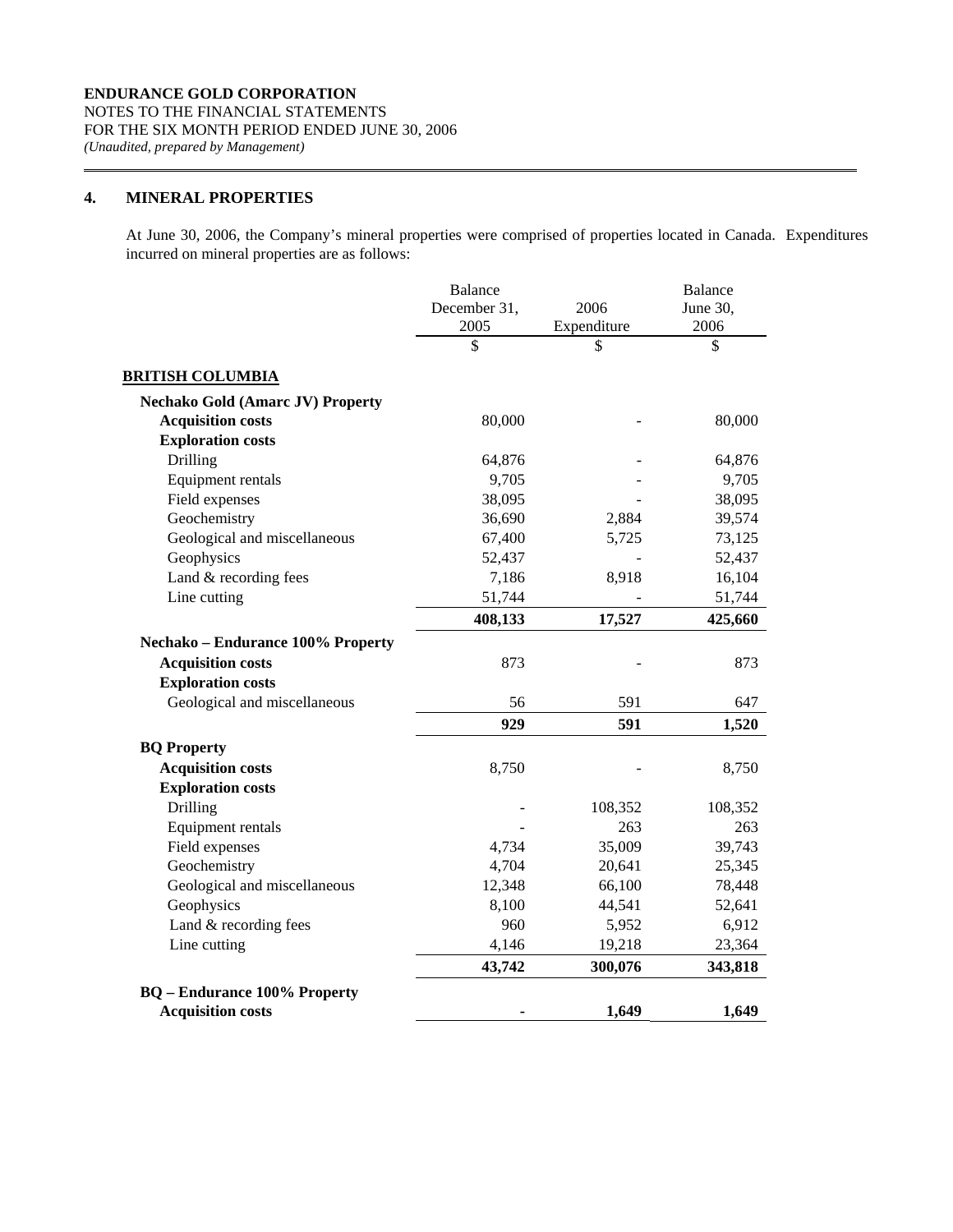**ENDURANCE GOLD CORPORATION**
NOTES TO THE FINANCIAL STATEMENTS
FOR THE SIX MONTH PERIOD ENDED JUNE 30, 2006
*(Unaudited, prepared by Management)*

## 4. MINERAL PROPERTIES

At June 30, 2006, the Company's mineral properties were comprised of properties located in Canada. Expenditures incurred on mineral properties are as follows:

| | Balance December 31, 2005 | 2006 Expenditure | Balance June 30, 2006 |
|---|---|---|---|
| | $ | $ | $ |
| **BRITISH COLUMBIA** | | | |
| **Nechako Gold (Amarc JV) Property** | | | |
| **Acquisition costs** | 80,000 | - | 80,000 |
| **Exploration costs** | | | |
| Drilling | 64,876 | - | 64,876 |
| Equipment rentals | 9,705 | - | 9,705 |
| Field expenses | 38,095 | - | 38,095 |
| Geochemistry | 36,690 | 2,884 | 39,574 |
| Geological and miscellaneous | 67,400 | 5,725 | 73,125 |
| Geophysics | 52,437 | - | 52,437 |
| Land & recording fees | 7,186 | 8,918 | 16,104 |
| Line cutting | 51,744 | - | 51,744 |
| | **408,133** | **17,527** | **425,660** |
| **Nechako – Endurance 100% Property** | | | |
| **Acquisition costs** | 873 | - | 873 |
| **Exploration costs** | | | |
| Geological and miscellaneous | 56 | 591 | 647 |
| | **929** | **591** | **1,520** |
| **BQ Property** | | | |
| **Acquisition costs** | 8,750 | - | 8,750 |
| **Exploration costs** | | | |
| Drilling | - | 108,352 | 108,352 |
| Equipment rentals | - | 263 | 263 |
| Field expenses | 4,734 | 35,009 | 39,743 |
| Geochemistry | 4,704 | 20,641 | 25,345 |
| Geological and miscellaneous | 12,348 | 66,100 | 78,448 |
| Geophysics | 8,100 | 44,541 | 52,641 |
| Land & recording fees | 960 | 5,952 | 6,912 |
| Line cutting | 4,146 | 19,218 | 23,364 |
| | **43,742** | **300,076** | **343,818** |
| **BQ – Endurance 100% Property** | | | |
| **Acquisition costs** | **-** | **1,649** | **1,649** |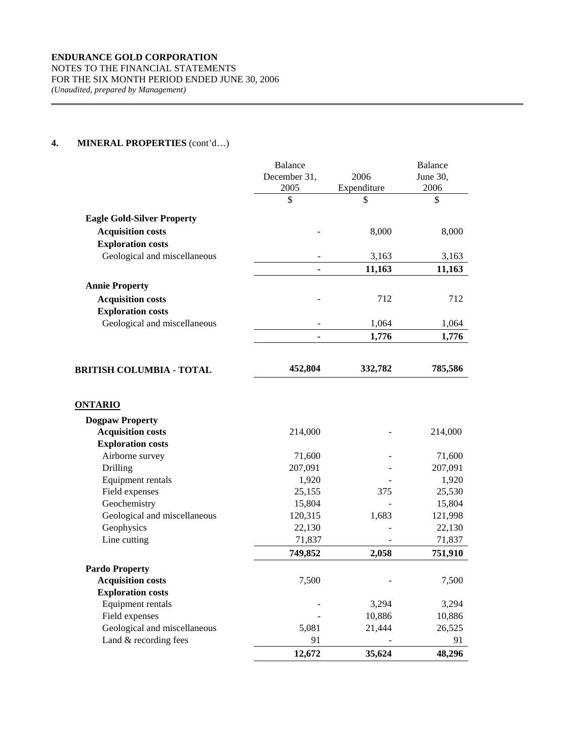**ENDURANCE GOLD CORPORATION**
NOTES TO THE FINANCIAL STATEMENTS
FOR THE SIX MONTH PERIOD ENDED JUNE 30, 2006
*(Unaudited, prepared by Management)*

## 4. MINERAL PROPERTIES (cont'd…)

| | Balance December 31, 2005 | 2006 Expenditure | Balance June 30, 2006 |
|---|---|---|---|
| | $ | $ | $ |
| **Eagle Gold-Silver Property** | | | |
| **Acquisition costs** | - | 8,000 | 8,000 |
| **Exploration costs** | | | |
| Geological and miscellaneous | - | 3,163 | 3,163 |
| | **-** | **11,163** | **11,163** |
| **Annie Property** | | | |
| **Acquisition costs** | - | 712 | 712 |
| **Exploration costs** | | | |
| Geological and miscellaneous | - | 1,064 | 1,064 |
| | **-** | **1,776** | **1,776** |
| **BRITISH COLUMBIA - TOTAL** | **452,804** | **332,782** | **785,586** |
| **ONTARIO** | | | |
| **Dogpaw Property** | | | |
| **Acquisition costs** | 214,000 | - | 214,000 |
| **Exploration costs** | | | |
| Airborne survey | 71,600 | - | 71,600 |
| Drilling | 207,091 | - | 207,091 |
| Equipment rentals | 1,920 | - | 1,920 |
| Field expenses | 25,155 | 375 | 25,530 |
| Geochemistry | 15,804 | - | 15,804 |
| Geological and miscellaneous | 120,315 | 1,683 | 121,998 |
| Geophysics | 22,130 | - | 22,130 |
| Line cutting | 71,837 | - | 71,837 |
| | **749,852** | **2,058** | **751,910** |
| **Pardo Property** | | | |
| **Acquisition costs** | 7,500 | - | 7,500 |
| **Exploration costs** | | | |
| Equipment rentals | - | 3,294 | 3,294 |
| Field expenses | - | 10,886 | 10,886 |
| Geological and miscellaneous | 5,081 | 21,444 | 26,525 |
| Land & recording fees | 91 | - | 91 |
| | **12,672** | **35,624** | **48,296** |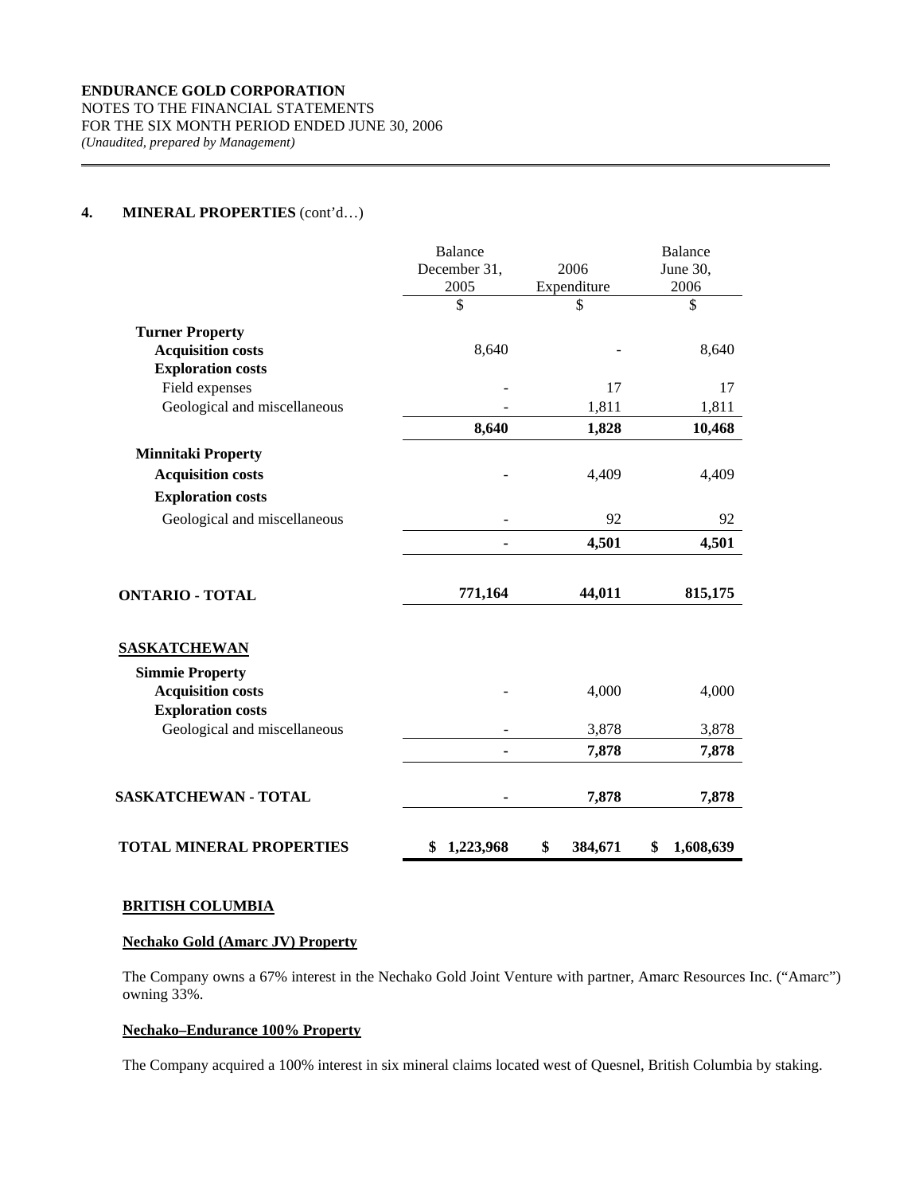**ENDURANCE GOLD CORPORATION**
NOTES TO THE FINANCIAL STATEMENTS
FOR THE SIX MONTH PERIOD ENDED JUNE 30, 2006
*(Unaudited, prepared by Management)*

## 4. MINERAL PROPERTIES (cont'd…)

| | Balance December 31, 2005 | 2006 Expenditure | Balance June 30, 2006 |
|---|---|---|---|
| | $ | $ | $ |
| **Turner Property** | | | |
| **Acquisition costs** | 8,640 | - | 8,640 |
| **Exploration costs** | | | |
| Field expenses | - | 17 | 17 |
| Geological and miscellaneous | - | 1,811 | 1,811 |
| | **8,640** | **1,828** | **10,468** |
| **Minnitaki Property** | | | |
| **Acquisition costs** | - | 4,409 | 4,409 |
| **Exploration costs** | | | |
| Geological and miscellaneous | - | 92 | 92 |
| | **-** | **4,501** | **4,501** |
| **ONTARIO - TOTAL** | **771,164** | **44,011** | **815,175** |
| **SASKATCHEWAN** | | | |
| **Simmie Property** | | | |
| **Acquisition costs** | - | 4,000 | 4,000 |
| **Exploration costs** | | | |
| Geological and miscellaneous | - | 3,878 | 3,878 |
| | **-** | **7,878** | **7,878** |
| **SASKATCHEWAN - TOTAL** | **-** | **7,878** | **7,878** |
| **TOTAL MINERAL PROPERTIES** | **$ 1,223,968** | **$ 384,671** | **$ 1,608,639** |

**BRITISH COLUMBIA**

**Nechako Gold (Amarc JV) Property**

The Company owns a 67% interest in the Nechako Gold Joint Venture with partner, Amarc Resources Inc. ("Amarc") owning 33%.

**Nechako–Endurance 100% Property**

The Company acquired a 100% interest in six mineral claims located west of Quesnel, British Columbia by staking.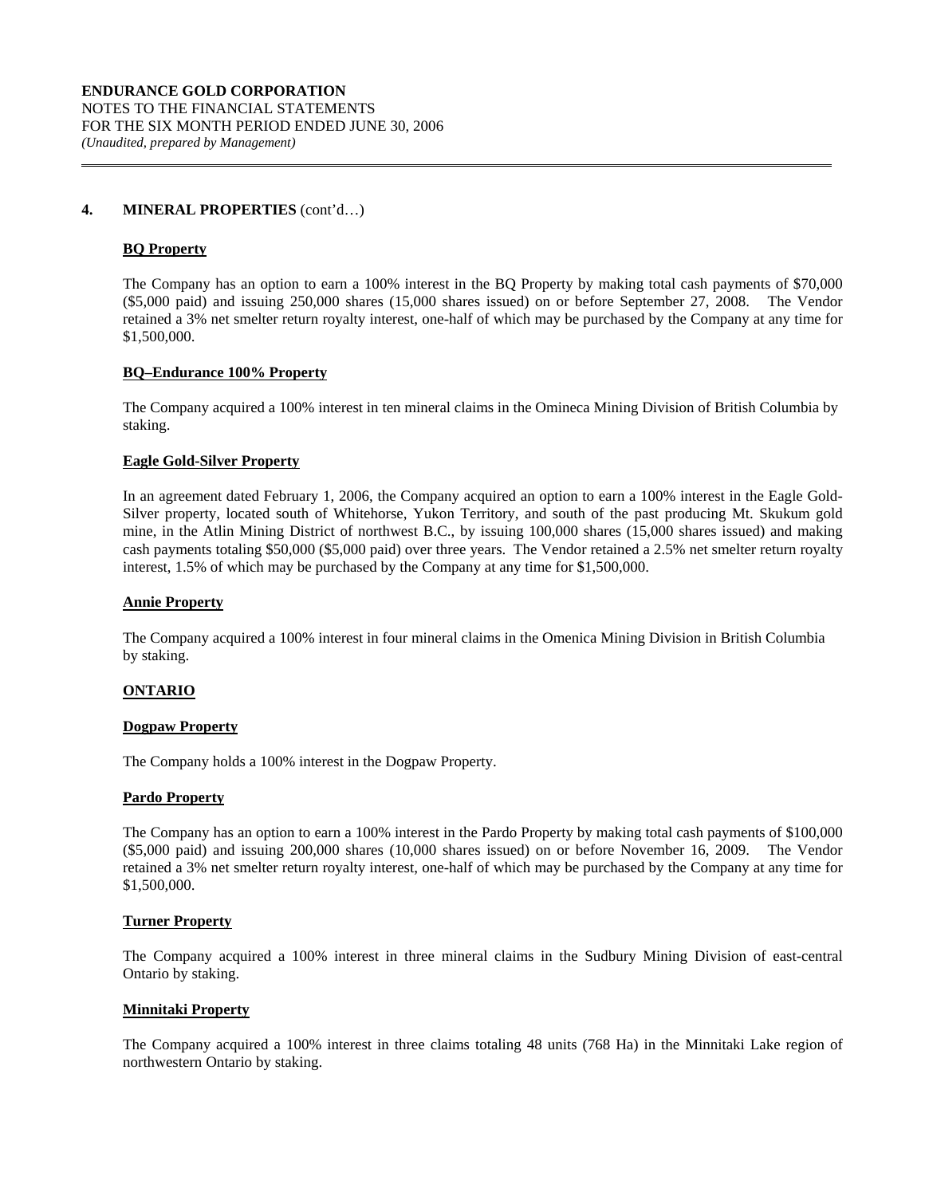## 4. MINERAL PROPERTIES (cont'd…)

### BQ Property

The Company has an option to earn a 100% interest in the BQ Property by making total cash payments of $70,000 ($5,000 paid) and issuing 250,000 shares (15,000 shares issued) on or before September 27, 2008. The Vendor retained a 3% net smelter return royalty interest, one-half of which may be purchased by the Company at any time for $1,500,000.

### BQ–Endurance 100% Property

The Company acquired a 100% interest in ten mineral claims in the Omineca Mining Division of British Columbia by staking.

### Eagle Gold-Silver Property

In an agreement dated February 1, 2006, the Company acquired an option to earn a 100% interest in the Eagle Gold-Silver property, located south of Whitehorse, Yukon Territory, and south of the past producing Mt. Skukum gold mine, in the Atlin Mining District of northwest B.C., by issuing 100,000 shares (15,000 shares issued) and making cash payments totaling $50,000 ($5,000 paid) over three years. The Vendor retained a 2.5% net smelter return royalty interest, 1.5% of which may be purchased by the Company at any time for $1,500,000.

### Annie Property

The Company acquired a 100% interest in four mineral claims in the Omenica Mining Division in British Columbia by staking.

### ONTARIO

### Dogpaw Property

The Company holds a 100% interest in the Dogpaw Property.

### Pardo Property

The Company has an option to earn a 100% interest in the Pardo Property by making total cash payments of $100,000 ($5,000 paid) and issuing 200,000 shares (10,000 shares issued) on or before November 16, 2009. The Vendor retained a 3% net smelter return royalty interest, one-half of which may be purchased by the Company at any time for $1,500,000.

### Turner Property

The Company acquired a 100% interest in three mineral claims in the Sudbury Mining Division of east-central Ontario by staking.

### Minnitaki Property

The Company acquired a 100% interest in three claims totaling 48 units (768 Ha) in the Minnitaki Lake region of northwestern Ontario by staking.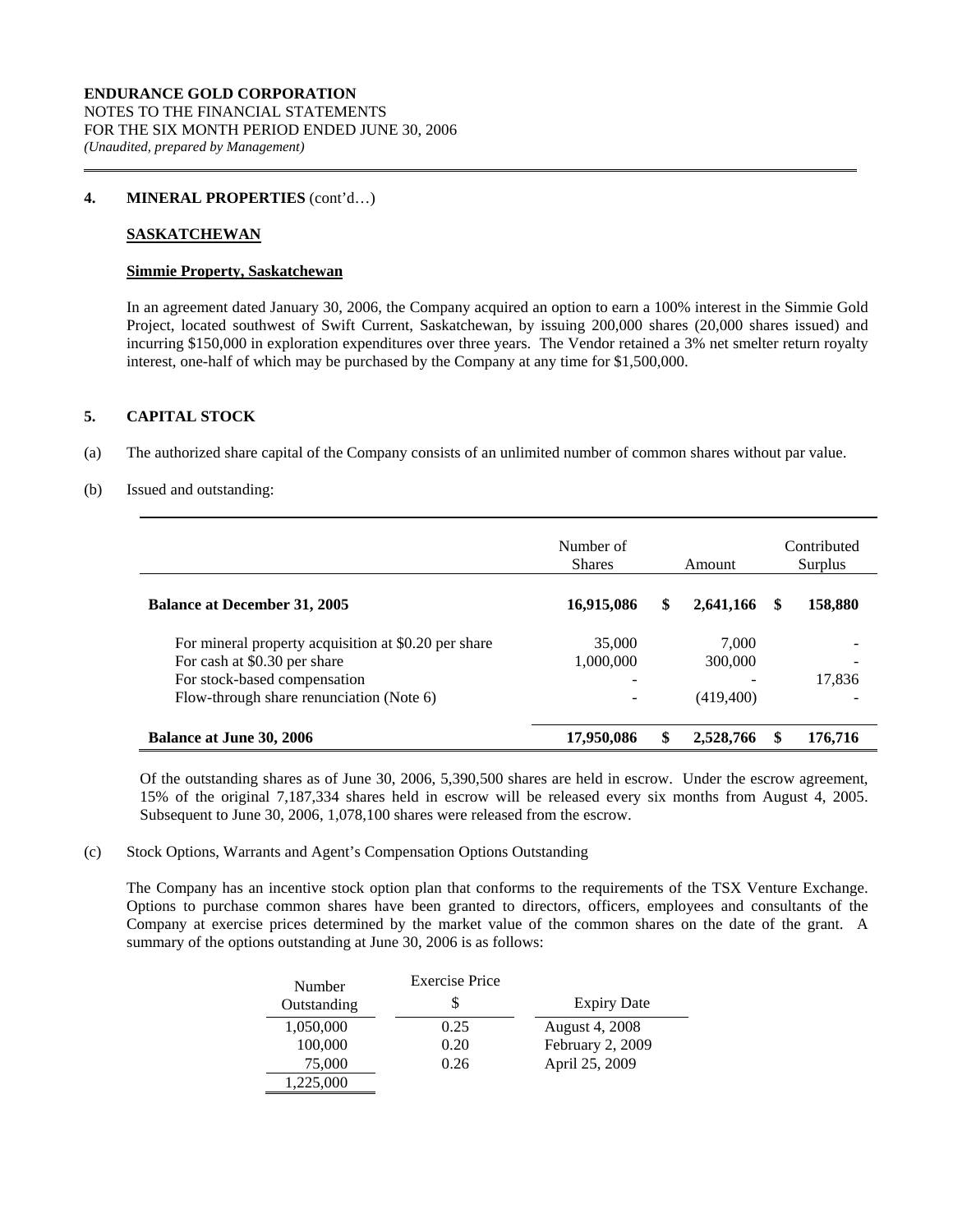**ENDURANCE GOLD CORPORATION**
NOTES TO THE FINANCIAL STATEMENTS
FOR THE SIX MONTH PERIOD ENDED JUNE 30, 2006
*(Unaudited, prepared by Management)*

**4. MINERAL PROPERTIES** (cont'd…)

**SASKATCHEWAN**

**Simmie Property, Saskatchewan**

In an agreement dated January 30, 2006, the Company acquired an option to earn a 100% interest in the Simmie Gold Project, located southwest of Swift Current, Saskatchewan, by issuing 200,000 shares (20,000 shares issued) and incurring $150,000 in exploration expenditures over three years. The Vendor retained a 3% net smelter return royalty interest, one-half of which may be purchased by the Company at any time for $1,500,000.

**5. CAPITAL STOCK**

(a) The authorized share capital of the Company consists of an unlimited number of common shares without par value.

(b) Issued and outstanding:

| | Number of Shares | Amount | Contributed Surplus |
|---|---|---|---|
| **Balance at December 31, 2005** | **16,915,086** | **$ 2,641,166** | **$ 158,880** |
| For mineral property acquisition at $0.20 per share | 35,000 | 7,000 | - |
| For cash at $0.30 per share | 1,000,000 | 300,000 | - |
| For stock-based compensation | - | - | 17,836 |
| Flow-through share renunciation (Note 6) | - | (419,400) | - |
| **Balance at June 30, 2006** | **17,950,086** | **$ 2,528,766** | **$ 176,716** |

Of the outstanding shares as of June 30, 2006, 5,390,500 shares are held in escrow. Under the escrow agreement, 15% of the original 7,187,334 shares held in escrow will be released every six months from August 4, 2005. Subsequent to June 30, 2006, 1,078,100 shares were released from the escrow.

(c) Stock Options, Warrants and Agent's Compensation Options Outstanding

The Company has an incentive stock option plan that conforms to the requirements of the TSX Venture Exchange. Options to purchase common shares have been granted to directors, officers, employees and consultants of the Company at exercise prices determined by the market value of the common shares on the date of the grant. A summary of the options outstanding at June 30, 2006 is as follows:

| Number Outstanding | Exercise Price $ | Expiry Date |
|---|---|---|
| 1,050,000 | 0.25 | August 4, 2008 |
| 100,000 | 0.20 | February 2, 2009 |
| 75,000 | 0.26 | April 25, 2009 |
| 1,225,000 | | |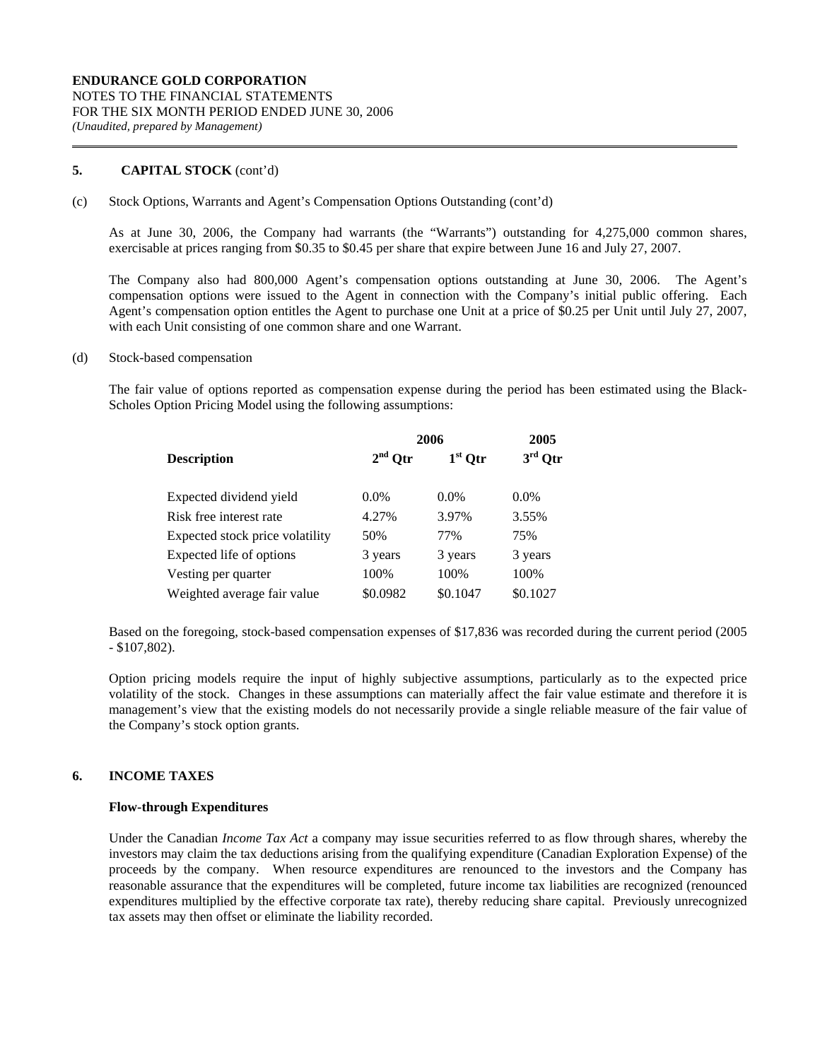**ENDURANCE GOLD CORPORATION**
NOTES TO THE FINANCIAL STATEMENTS
FOR THE SIX MONTH PERIOD ENDED JUNE 30, 2006
*(Unaudited, prepared by Management)*

## 5. CAPITAL STOCK (cont'd)

(c) Stock Options, Warrants and Agent's Compensation Options Outstanding (cont'd)

As at June 30, 2006, the Company had warrants (the "Warrants") outstanding for 4,275,000 common shares, exercisable at prices ranging from $0.35 to $0.45 per share that expire between June 16 and July 27, 2007.

The Company also had 800,000 Agent's compensation options outstanding at June 30, 2006. The Agent's compensation options were issued to the Agent in connection with the Company's initial public offering. Each Agent's compensation option entitles the Agent to purchase one Unit at a price of $0.25 per Unit until July 27, 2007, with each Unit consisting of one common share and one Warrant.

(d) Stock-based compensation

The fair value of options reported as compensation expense during the period has been estimated using the Black-Scholes Option Pricing Model using the following assumptions:

| | 2006 | | 2005 |
|---|---|---|---|
| **Description** | **2nd Qtr** | **1st Qtr** | **3rd Qtr** |
| Expected dividend yield | 0.0% | 0.0% | 0.0% |
| Risk free interest rate | 4.27% | 3.97% | 3.55% |
| Expected stock price volatility | 50% | 77% | 75% |
| Expected life of options | 3 years | 3 years | 3 years |
| Vesting per quarter | 100% | 100% | 100% |
| Weighted average fair value | $0.0982 | $0.1047 | $0.1027 |

Based on the foregoing, stock-based compensation expenses of $17,836 was recorded during the current period (2005 - $107,802).

Option pricing models require the input of highly subjective assumptions, particularly as to the expected price volatility of the stock. Changes in these assumptions can materially affect the fair value estimate and therefore it is management's view that the existing models do not necessarily provide a single reliable measure of the fair value of the Company's stock option grants.

## 6. INCOME TAXES

**Flow-through Expenditures**

Under the Canadian *Income Tax Act* a company may issue securities referred to as flow through shares, whereby the investors may claim the tax deductions arising from the qualifying expenditure (Canadian Exploration Expense) of the proceeds by the company. When resource expenditures are renounced to the investors and the Company has reasonable assurance that the expenditures will be completed, future income tax liabilities are recognized (renounced expenditures multiplied by the effective corporate tax rate), thereby reducing share capital. Previously unrecognized tax assets may then offset or eliminate the liability recorded.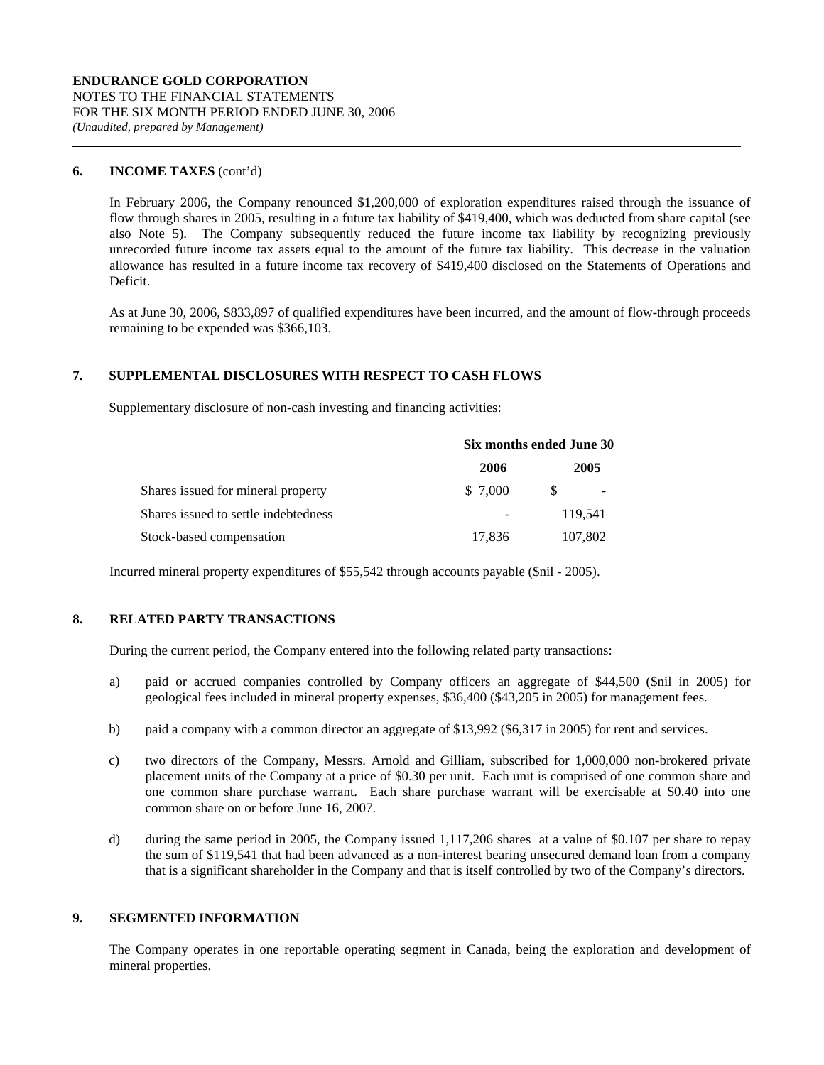### 6. INCOME TAXES (cont'd)

In February 2006, the Company renounced $1,200,000 of exploration expenditures raised through the issuance of flow through shares in 2005, resulting in a future tax liability of $419,400, which was deducted from share capital (see also Note 5). The Company subsequently reduced the future income tax liability by recognizing previously unrecorded future income tax assets equal to the amount of the future tax liability. This decrease in the valuation allowance has resulted in a future income tax recovery of $419,400 disclosed on the Statements of Operations and Deficit.

As at June 30, 2006, $833,897 of qualified expenditures have been incurred, and the amount of flow-through proceeds remaining to be expended was $366,103.

### 7. SUPPLEMENTAL DISCLOSURES WITH RESPECT TO CASH FLOWS

Supplementary disclosure of non-cash investing and financing activities:

| | Six months ended June 30 | |
|---|---|---|
| | **2006** | **2005** |
| Shares issued for mineral property | $ 7,000 | $ - |
| Shares issued to settle indebtedness | - | 119,541 |
| Stock-based compensation | 17,836 | 107,802 |

Incurred mineral property expenditures of $55,542 through accounts payable ($nil - 2005).

### 8. RELATED PARTY TRANSACTIONS

During the current period, the Company entered into the following related party transactions:

a) paid or accrued companies controlled by Company officers an aggregate of $44,500 ($nil in 2005) for geological fees included in mineral property expenses, $36,400 ($43,205 in 2005) for management fees.

b) paid a company with a common director an aggregate of $13,992 ($6,317 in 2005) for rent and services.

c) two directors of the Company, Messrs. Arnold and Gilliam, subscribed for 1,000,000 non-brokered private placement units of the Company at a price of $0.30 per unit. Each unit is comprised of one common share and one common share purchase warrant. Each share purchase warrant will be exercisable at $0.40 into one common share on or before June 16, 2007.

d) during the same period in 2005, the Company issued 1,117,206 shares at a value of $0.107 per share to repay the sum of $119,541 that had been advanced as a non-interest bearing unsecured demand loan from a company that is a significant shareholder in the Company and that is itself controlled by two of the Company's directors.

### 9. SEGMENTED INFORMATION

The Company operates in one reportable operating segment in Canada, being the exploration and development of mineral properties.